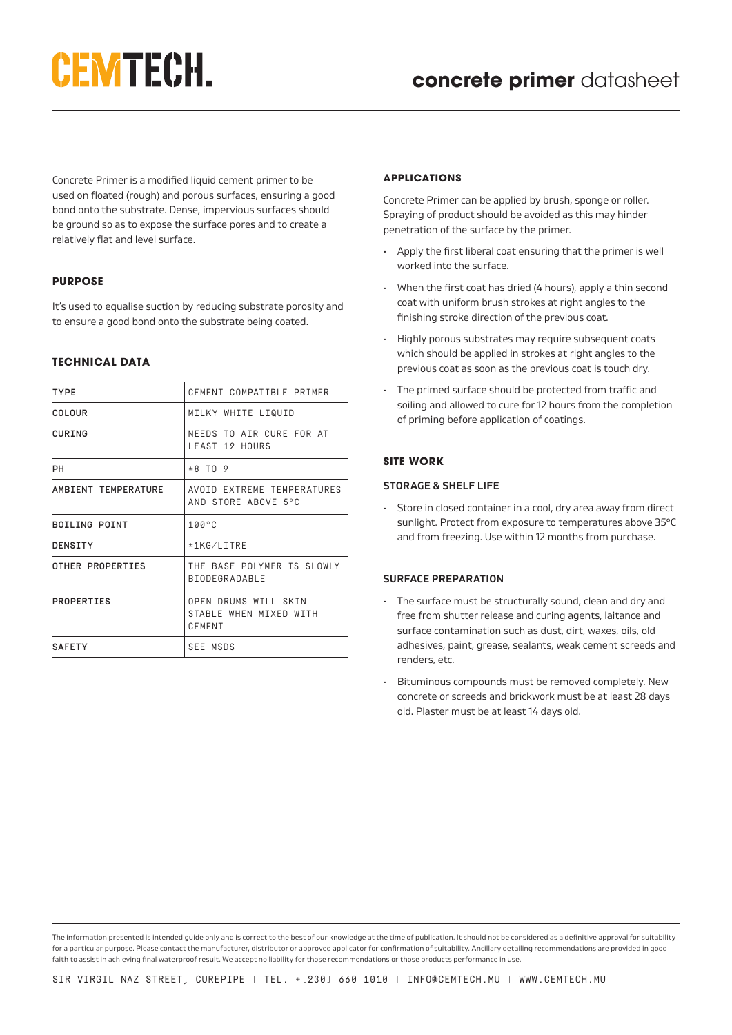# CEMTECH.

## concrete primer datasheet

Concrete Primer is a modified liquid cement primer to be used on floated (rough) and porous surfaces, ensuring a good bond onto the substrate. Dense, impervious surfaces should be ground so as to expose the surface pores and to create a relatively flat and level surface.

### PURPOSE

It's used to equalise suction by reducing substrate porosity and to ensure a good bond onto the substrate being coated.

### TECHNICAL DATA

| TYPE | CEMENT COMPATIBLE PRIMER |
|---|---|
| COLOUR | MILKY WHITE LIQUID |
| CURING | NEEDS TO AIR CURE FOR AT LEAST 12 HOURS |
| PH | ±8 TO 9 |
| AMBIENT TEMPERATURE | AVOID EXTREME TEMPERATURES AND STORE ABOVE 5°C |
| BOILING POINT | 100°C |
| DENSITY | ±1KG/LITRE |
| OTHER PROPERTIES | THE BASE POLYMER IS SLOWLY BIODEGRADABLE |
| PROPERTIES | OPEN DRUMS WILL SKIN STABLE WHEN MIXED WITH CEMENT |
| SAFETY | SEE MSDS |

### APPLICATIONS

Concrete Primer can be applied by brush, sponge or roller. Spraying of product should be avoided as this may hinder penetration of the surface by the primer.

- Apply the first liberal coat ensuring that the primer is well worked into the surface.
- When the first coat has dried (4 hours), apply a thin second coat with uniform brush strokes at right angles to the finishing stroke direction of the previous coat.
- Highly porous substrates may require subsequent coats which should be applied in strokes at right angles to the previous coat as soon as the previous coat is touch dry.
- The primed surface should be protected from traffic and soiling and allowed to cure for 12 hours from the completion of priming before application of coatings.

### SITE WORK

#### STORAGE & SHELF LIFE

- Store in closed container in a cool, dry area away from direct sunlight. Protect from exposure to temperatures above 35°C and from freezing. Use within 12 months from purchase.

#### SURFACE PREPARATION

- The surface must be structurally sound, clean and dry and free from shutter release and curing agents, laitance and surface contamination such as dust, dirt, waxes, oils, old adhesives, paint, grease, sealants, weak cement screeds and renders, etc.
- Bituminous compounds must be removed completely. New concrete or screeds and brickwork must be at least 28 days old. Plaster must be at least 14 days old.

The information presented is intended guide only and is correct to the best of our knowledge at the time of publication. It should not be considered as a definitive approval for suitability for a particular purpose. Please contact the manufacturer, distributor or approved applicator for confirmation of suitability. Ancillary detailing recommendations are provided in good faith to assist in achieving final waterproof result. We accept no liability for those recommendations or those products performance in use.

SIR VIRGIL NAZ STREET, CUREPIPE | TEL. +[230] 660 1010 | INFO@CEMTECH.MU | WWW.CEMTECH.MU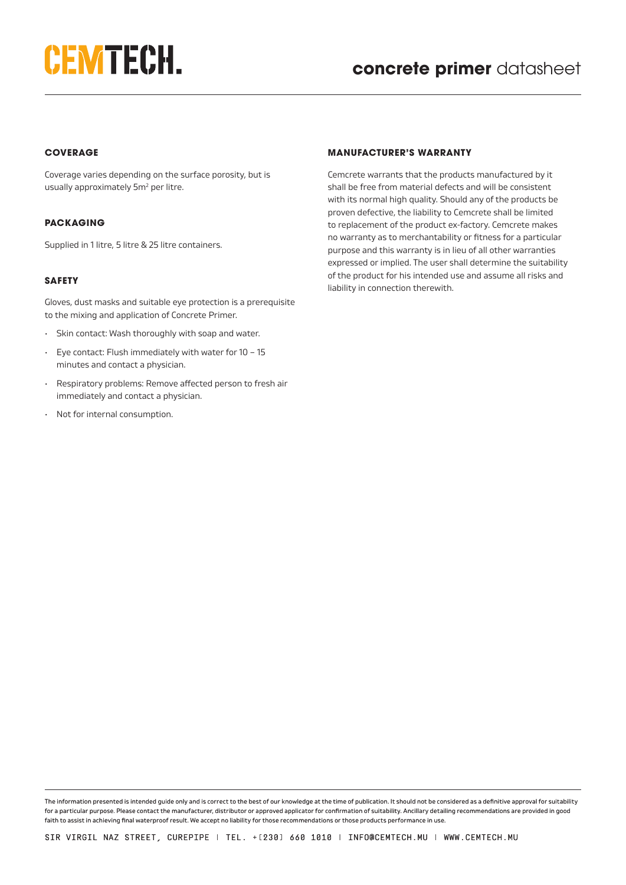## COVERAGE

Coverage varies depending on the surface porosity, but is usually approximately 5m$^2$ per litre.

## PACKAGING

Supplied in 1 litre, 5 litre & 25 litre containers.

## SAFETY

Gloves, dust masks and suitable eye protection is a prerequisite to the mixing and application of Concrete Primer.

- Skin contact: Wash thoroughly with soap and water.
- Eye contact: Flush immediately with water for 10 – 15 minutes and contact a physician.
- Respiratory problems: Remove affected person to fresh air immediately and contact a physician.
- Not for internal consumption.

## MANUFACTURER'S WARRANTY

Cemcrete warrants that the products manufactured by it shall be free from material defects and will be consistent with its normal high quality. Should any of the products be proven defective, the liability to Cemcrete shall be limited to replacement of the product ex-factory. Cemcrete makes no warranty as to merchantability or fitness for a particular purpose and this warranty is in lieu of all other warranties expressed or implied. The user shall determine the suitability of the product for his intended use and assume all risks and liability in connection therewith.

The information presented is intended guide only and is correct to the best of our knowledge at the time of publication. It should not be considered as a definitive approval for suitability for a particular purpose. Please contact the manufacturer, distributor or approved applicator for confirmation of suitability. Ancillary detailing recommendations are provided in good faith to assist in achieving final waterproof result. We accept no liability for those recommendations or those products performance in use.

SIR VIRGIL NAZ STREET, CUREPIPE | TEL. +[230] 660 1010 | INFO@CEMTECH.MU | WWW.CEMTECH.MU